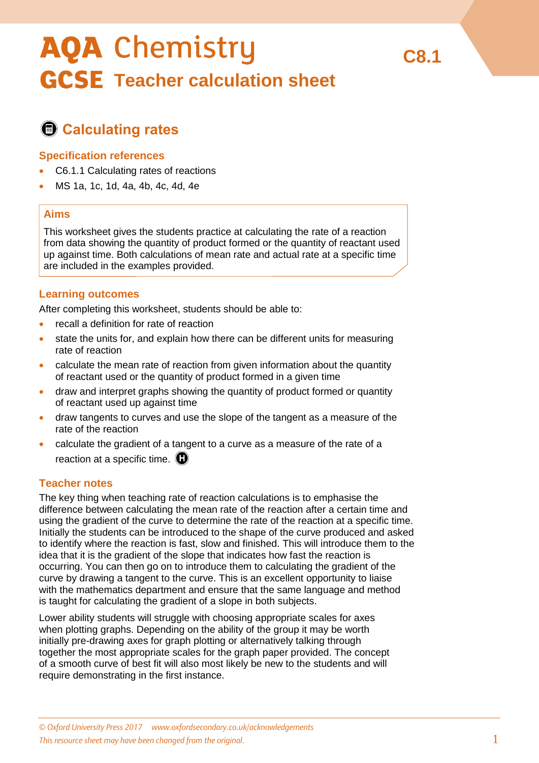# AQA Chemistry

## GCSE Teacher calculation sheet

C8.1

## Calculating rates

### Specification references

- C6.1.1 Calculating rates of reactions
- MS 1a, 1c, 1d, 4a, 4b, 4c, 4d, 4e

### Aims

This worksheet gives the students practice at calculating the rate of a reaction from data showing the quantity of product formed or the quantity of reactant used up against time. Both calculations of mean rate and actual rate at a specific time are included in the examples provided.

### Learning outcomes

After completing this worksheet, students should be able to:

- recall a definition for rate of reaction
- state the units for, and explain how there can be different units for measuring rate of reaction
- calculate the mean rate of reaction from given information about the quantity of reactant used or the quantity of product formed in a given time
- draw and interpret graphs showing the quantity of product formed or quantity of reactant used up against time
- draw tangents to curves and use the slope of the tangent as a measure of the rate of the reaction
- calculate the gradient of a tangent to a curve as a measure of the rate of a reaction at a specific time. (H)

### Teacher notes

The key thing when teaching rate of reaction calculations is to emphasise the difference between calculating the mean rate of the reaction after a certain time and using the gradient of the curve to determine the rate of the reaction at a specific time. Initially the students can be introduced to the shape of the curve produced and asked to identify where the reaction is fast, slow and finished. This will introduce them to the idea that it is the gradient of the slope that indicates how fast the reaction is occurring. You can then go on to introduce them to calculating the gradient of the curve by drawing a tangent to the curve. This is an excellent opportunity to liaise with the mathematics department and ensure that the same language and method is taught for calculating the gradient of a slope in both subjects.

Lower ability students will struggle with choosing appropriate scales for axes when plotting graphs. Depending on the ability of the group it may be worth initially pre-drawing axes for graph plotting or alternatively talking through together the most appropriate scales for the graph paper provided. The concept of a smooth curve of best fit will also most likely be new to the students and will require demonstrating in the first instance.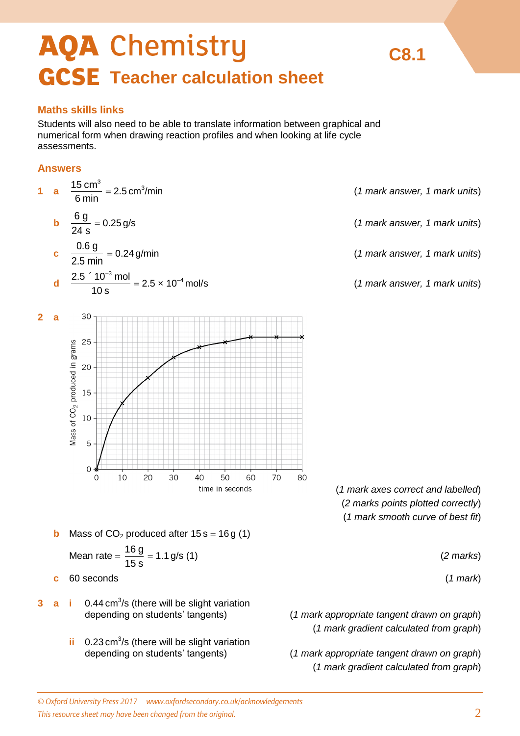# AQA Chemistry GCSE Teacher calculation sheet

## C8.1

### Maths skills links

Students will also need to be able to translate information between graphical and numerical form when drawing reaction profiles and when looking at life cycle assessments.

### Answers

**1 a** $\frac{15 \text{ cm}^3}{6 \text{ min}} = 2.5 \text{ cm}^3/\text{min}$ *(1 mark answer, 1 mark units)*

**b** $\frac{6 \text{ g}}{24 \text{ s}} = 0.25 \text{ g/s}$ *(1 mark answer, 1 mark units)*

**c** $\frac{0.6 \text{ g}}{2.5 \text{ min}} = 0.24 \text{ g/min}$ *(1 mark answer, 1 mark units)*

**d** $\frac{2.5 \times 10^{-3} \text{ mol}}{10 \text{ s}} = 2.5 \times 10^{-4} \text{ mol/s}$ *(1 mark answer, 1 mark units)*

**2 a**

*(1 mark axes correct and labelled)*
*(2 marks points plotted correctly)*
*(1 mark smooth curve of best fit)*

**b** Mass of $CO_2$ produced after 15 s = 16 g (1)

Mean rate = $\frac{16 \text{ g}}{15 \text{ s}} = 1.1 \text{ g/s}$ (1) *(2 marks)*

**c** 60 seconds *(1 mark)*

**3 a i** 0.44 $\text{cm}^3$/s (there will be slight variation depending on students' tangents)
*(1 mark appropriate tangent drawn on graph)*
*(1 mark gradient calculated from graph)*

**ii** 0.23 $\text{cm}^3$/s (there will be slight variation depending on students' tangents)
*(1 mark appropriate tangent drawn on graph)*
*(1 mark gradient calculated from graph)*

© Oxford University Press 2017 www.oxfordsecondary.co.uk/acknowledgements
This resource sheet may have been changed from the original.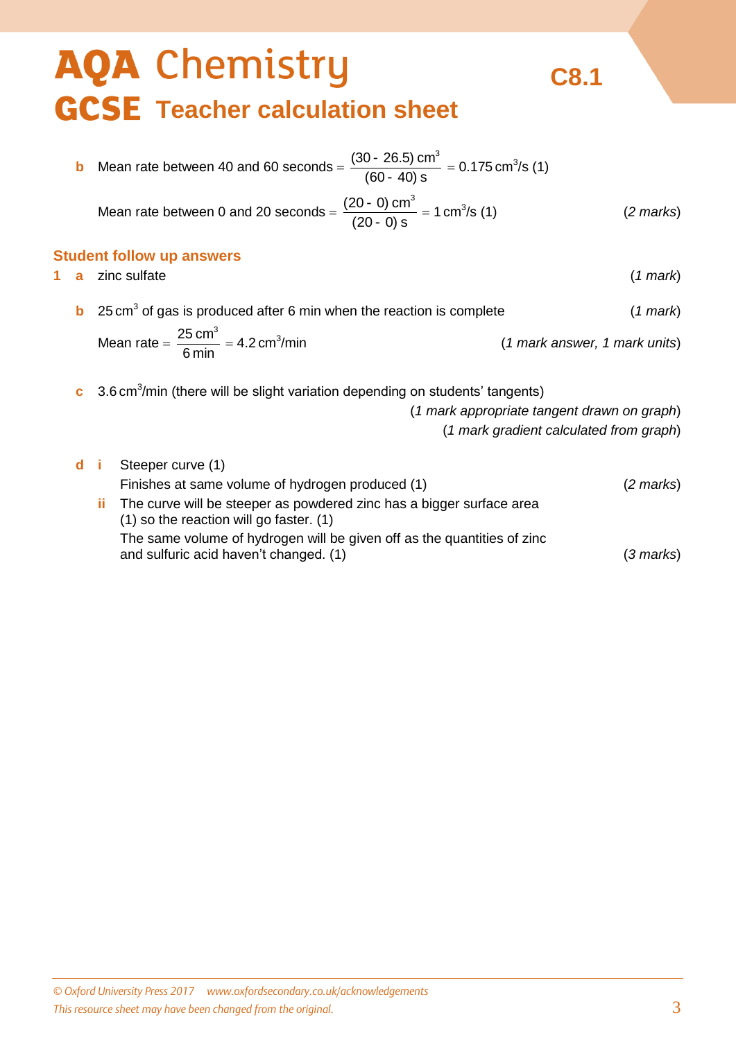# AQA Chemistry GCSE Teacher calculation sheet

**C8.1**

**b** Mean rate between 40 and 60 seconds = $\frac{(30 - 26.5)\ \text{cm}^3}{(60 - 40)\ \text{s}} = 0.175\ \text{cm}^3/\text{s}$ (1)

Mean rate between 0 and 20 seconds = $\frac{(20 - 0)\ \text{cm}^3}{(20 - 0)\ \text{s}} = 1\ \text{cm}^3/\text{s}$ (1) *(2 marks)*

## Student follow up answers

**1 a** zinc sulfate *(1 mark)*

**b** 25 $\text{cm}^3$ of gas is produced after 6 min when the reaction is complete *(1 mark)*

Mean rate = $\frac{25\ \text{cm}^3}{6\ \text{min}} = 4.2\ \text{cm}^3/\text{min}$ *(1 mark answer, 1 mark units)*

**c** 3.6 $\text{cm}^3$/min (there will be slight variation depending on students' tangents)

*(1 mark appropriate tangent drawn on graph)*
*(1 mark gradient calculated from graph)*

**d i** Steeper curve (1)
Finishes at same volume of hydrogen produced (1) *(2 marks)*

**ii** The curve will be steeper as powdered zinc has a bigger surface area (1) so the reaction will go faster. (1)
The same volume of hydrogen will be given off as the quantities of zinc and sulfuric acid haven't changed. (1) *(3 marks)*